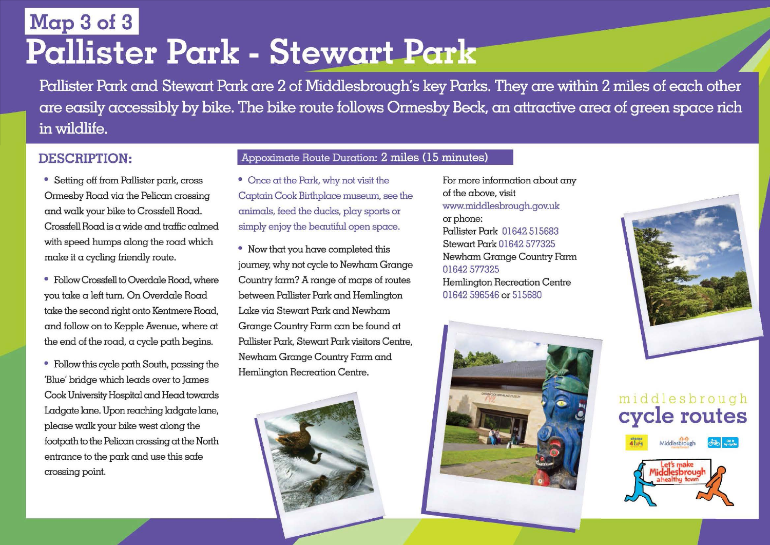Map 3 of 3

# Pallister Park - Stewart Park

Pallister Park and Stewart Park are 2 of Middlesbrough's key Parks. They are within 2 miles of each other are easily accessibly by bike. The bike route follows Ormesby Beck, an attractive area of green space rich in wildlife.

## DESCRIPTION:

**Appoximate Route Duration: 2 miles (15 minutes)**

- Setting off from Pallister park, cross Ormesby Road via the Pelican crossing and walk your bike to Crossfell Road. Crossfell Road is a wide and traffic calmed with speed humps along the road which make it a cycling friendly route.
- Follow Crossfell to Overdale Road, where you take a left turn. On Overdale Road take the second right onto Kentmere Road, and follow on to Kepple Avenue, where at the end of the road, a cycle path begins.
- Follow this cycle path South, passing the 'Blue' bridge which leads over to James Cook University Hospital and Head towards Ladgate lane. Upon reaching ladgate lane, please walk your bike west along the footpath to the Pelican crossing at the North entrance to the park and use this safe crossing point.
- Once at the Park, why not visit the Captain Cook Birthplace museum, see the animals, feed the ducks, play sports or simply enjoy the beautiful open space.
- Now that you have completed this journey, why not cycle to Newham Grange Country farm? A range of maps of routes between Pallister Park and Hemlington Lake via Stewart Park and Newham Grange Country Farm can be found at Pallister Park, Stewart Park visitors Centre, Newham Grange Country Farm and Hemlington Recreation Centre.

For more information about any of the above, visit
www.middlesbrough.gov.uk
or phone:
Pallister Park 01642 515683
Stewart Park 01642 577325
Newham Grange Country Farm 01642 577325
Hemlington Recreation Centre 01642 596546 or 515680

middlesbrough
**cycle routes**

Let's make Middlesbrough a healthy town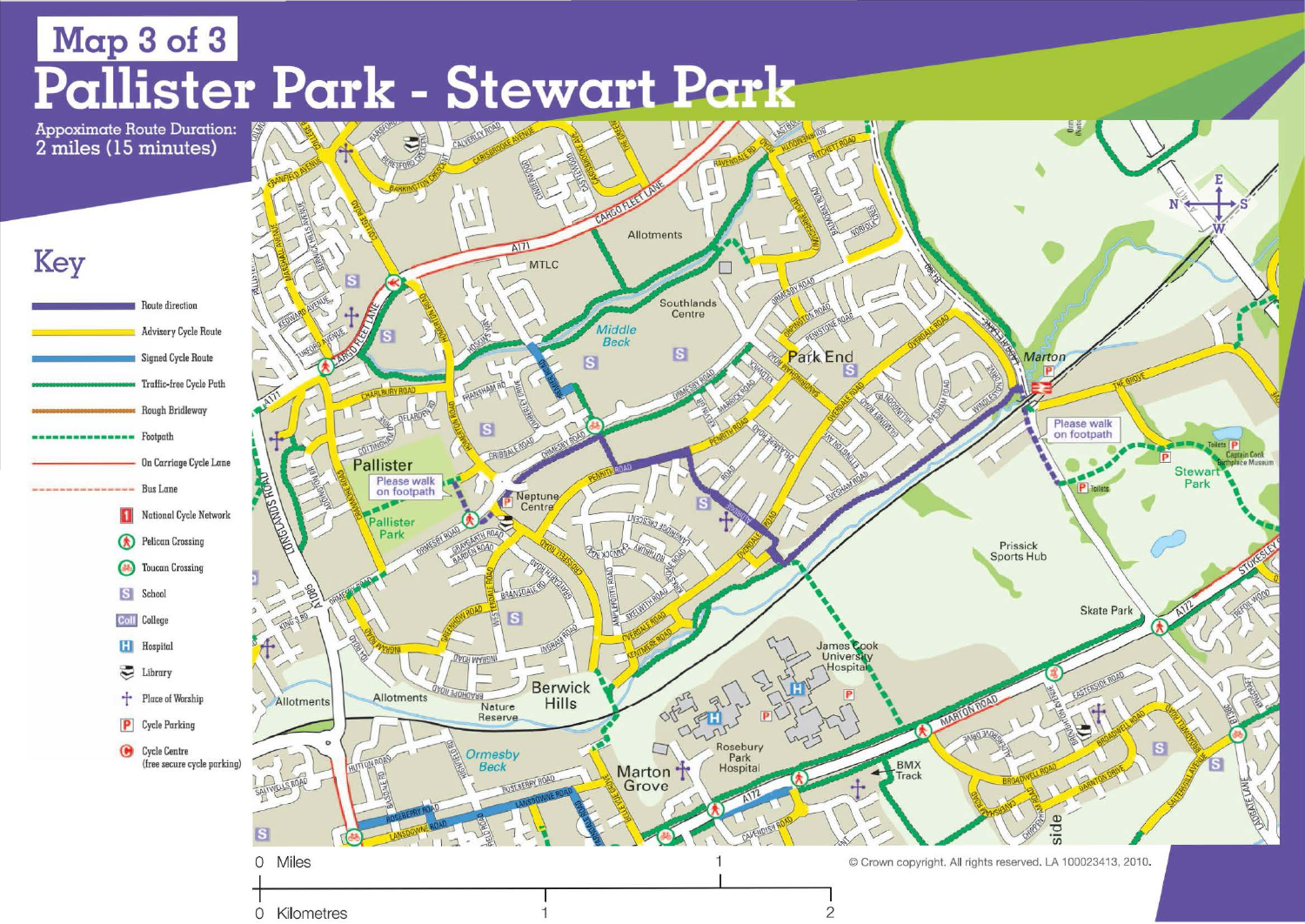Map 3 of 3

# Pallister Park - Stewart Park

Appoximate Route Duration:
2 miles (15 minutes)

## Key

- Route direction
- Advisory Cycle Route
- Signed Cycle Route
- Traffic-free Cycle Path
- Rough Bridleway
- Footpath
- On Carriage Cycle Lane
- Bus Lane
- National Cycle Network
- Pelican Crossing
- Toucan Crossing
- School
- College
- Hospital
- Library
- Place of Worship
- Cycle Parking
- Cycle Centre (free secure cycle parking)

Pallister

Please walk on footpath

Pallister Park

Neptune Centre

Park End

Marton

Please walk on footpath

Stewart Park

Prissick Sports Hub

Skate Park

James Cook University Hospital

Rosebury Park Hospital

Marton Grove

Berwick Hills

Nature Reserve

Southlands Centre

Middle Beck

Ormesby Beck

Allotments

MTLC

BMX Track

Captain Cook Birthplace Museum

Toilets

0 Miles 1

0 Kilometres 1 2

© Crown copyright. All rights reserved. LA 100023413, 2010.